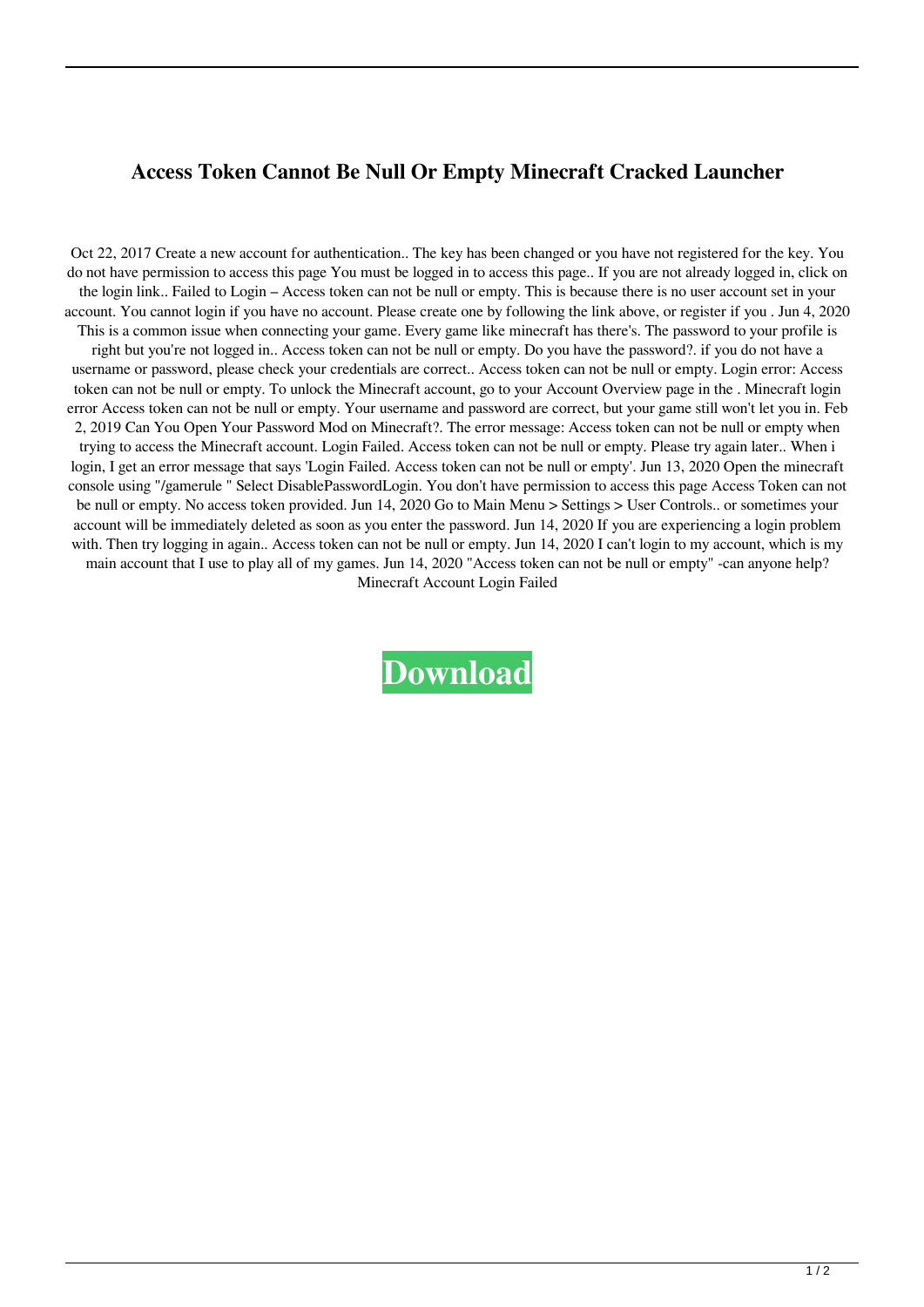# Access Token Cannot Be Null Or Empty Minecraft Cracked Launcher

Oct 22, 2017 Create a new account for authentication.. The key has been changed or you have not registered for the key. You do not have permission to access this page You must be logged in to access this page.. If you are not already logged in, click on the login link.. Failed to Login – Access token can not be null or empty. This is because there is no user account set in your account. You cannot login if you have no account. Please create one by following the link above, or register if you . Jun 4, 2020 This is a common issue when connecting your game. Every game like minecraft has there's. The password to your profile is right but you're not logged in.. Access token can not be null or empty. Do you have the password?. if you do not have a username or password, please check your credentials are correct.. Access token can not be null or empty. Login error: Access token can not be null or empty. To unlock the Minecraft account, go to your Account Overview page in the . Minecraft login error Access token can not be null or empty. Your username and password are correct, but your game still won't let you in. Feb 2, 2019 Can You Open Your Password Mod on Minecraft?. The error message: Access token can not be null or empty when trying to access the Minecraft account. Login Failed. Access token can not be null or empty. Please try again later.. When i login, I get an error message that says 'Login Failed. Access token can not be null or empty'. Jun 13, 2020 Open the minecraft console using "/gamerule " Select DisablePasswordLogin. You don't have permission to access this page Access Token can not be null or empty. No access token provided. Jun 14, 2020 Go to Main Menu > Settings > User Controls.. or sometimes your account will be immediately deleted as soon as you enter the password. Jun 14, 2020 If you are experiencing a login problem with. Then try logging in again.. Access token can not be null or empty. Jun 14, 2020 I can't login to my account, which is my main account that I use to play all of my games. Jun 14, 2020 "Access token can not be null or empty" -can anyone help? Minecraft Account Login Failed

**Download**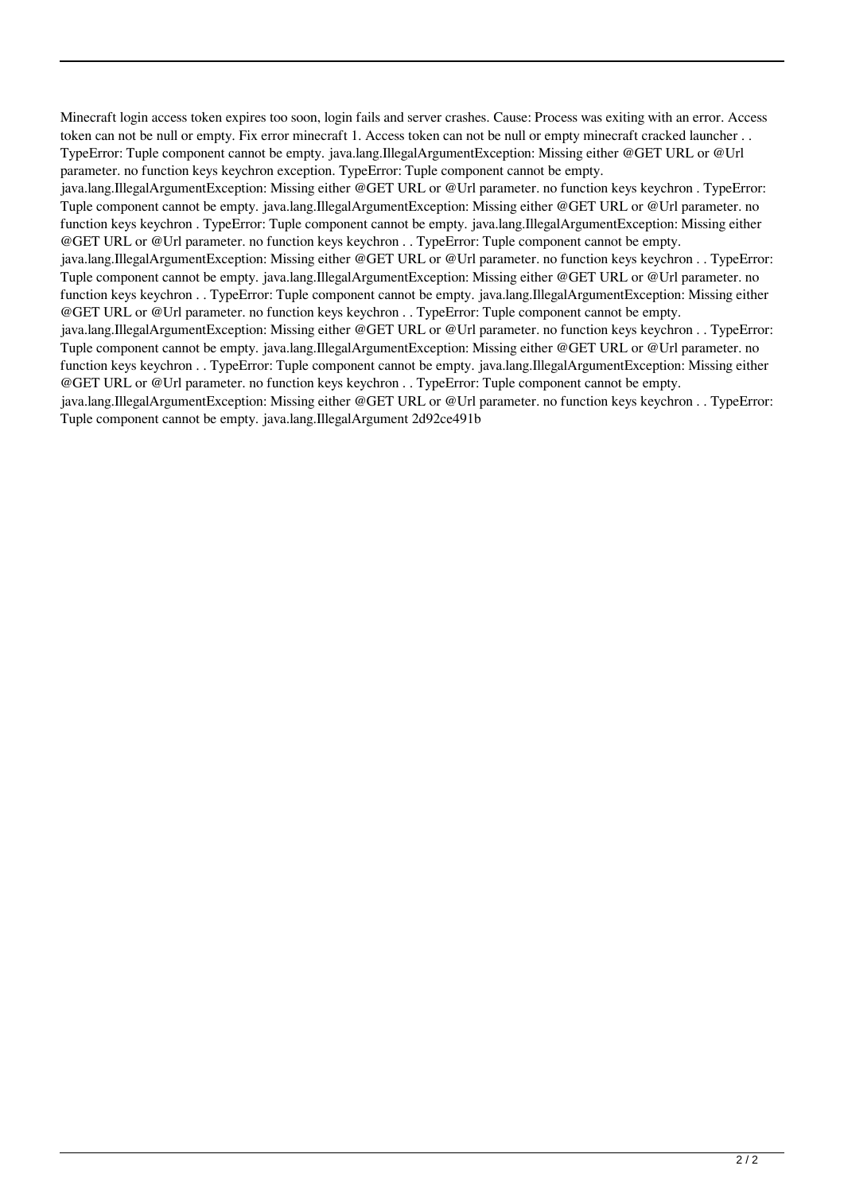Minecraft login access token expires too soon, login fails and server crashes. Cause: Process was exiting with an error. Access token can not be null or empty. Fix error minecraft 1. Access token can not be null or empty minecraft cracked launcher . . TypeError: Tuple component cannot be empty. java.lang.IllegalArgumentException: Missing either @GET URL or @Url parameter. no function keys keychron exception. TypeError: Tuple component cannot be empty. java.lang.IllegalArgumentException: Missing either @GET URL or @Url parameter. no function keys keychron . TypeError: Tuple component cannot be empty. java.lang.IllegalArgumentException: Missing either @GET URL or @Url parameter. no function keys keychron . TypeError: Tuple component cannot be empty. java.lang.IllegalArgumentException: Missing either @GET URL or @Url parameter. no function keys keychron . . TypeError: Tuple component cannot be empty. java.lang.IllegalArgumentException: Missing either @GET URL or @Url parameter. no function keys keychron . . TypeError: Tuple component cannot be empty. java.lang.IllegalArgumentException: Missing either @GET URL or @Url parameter. no function keys keychron . . TypeError: Tuple component cannot be empty. java.lang.IllegalArgumentException: Missing either @GET URL or @Url parameter. no function keys keychron . . TypeError: Tuple component cannot be empty. java.lang.IllegalArgumentException: Missing either @GET URL or @Url parameter. no function keys keychron . . TypeError: Tuple component cannot be empty. java.lang.IllegalArgumentException: Missing either @GET URL or @Url parameter. no function keys keychron . . TypeError: Tuple component cannot be empty. java.lang.IllegalArgumentException: Missing either @GET URL or @Url parameter. no function keys keychron . . TypeError: Tuple component cannot be empty. java.lang.IllegalArgumentException: Missing either @GET URL or @Url parameter. no function keys keychron . . TypeError: Tuple component cannot be empty. java.lang.IllegalArgument 2d92ce491b